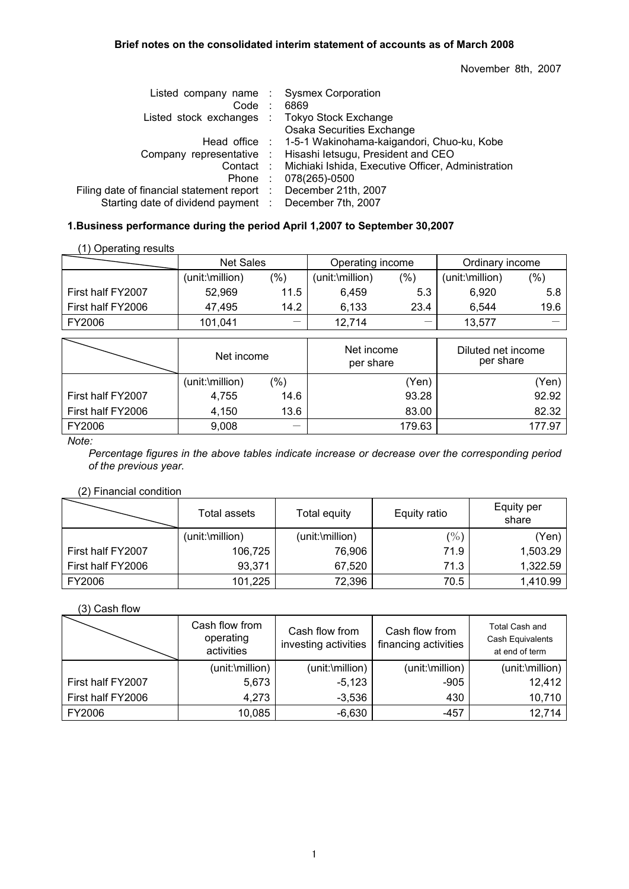**Brief notes on the consolidated interim statement of accounts as of March 2008**

November 8th, 2007

| | | |
|---|---|---|
| Listed company name | : | Sysmex Corporation |
| Code | : | 6869 |
| Listed stock exchanges | : | Tokyo Stock Exchange<br>Osaka Securities Exchange |
| Head office | : | 1-5-1 Wakinohama-kaigandori, Chuo-ku, Kobe |
| Company representative | : | Hisashi Ietsugu, President and CEO |
| Contact | : | Michiaki Ishida, Executive Officer, Administration |
| Phone | : | 078(265)-0500 |
| Filing date of financial statement report | : | December 21th, 2007 |
| Starting date of dividend payment | : | December 7th, 2007 |

## 1.Business performance during the period April 1,2007 to September 30,2007

(1) Operating results

| | Net Sales | | Operating income | | Ordinary income | |
|---|---|---|---|---|---|---|
| | (unit:\million) | (%) | (unit:\million) | (%) | (unit:\million) | (%) |
| First half FY2007 | 52,969 | 11.5 | 6,459 | 5.3 | 6,920 | 5.8 |
| First half FY2006 | 47,495 | 14.2 | 6,133 | 23.4 | 6,544 | 19.6 |
| FY2006 | 101,041 | — | 12,714 | — | 13,577 | — |

| | Net income | | Net income per share | Diluted net income per share |
|---|---|---|---|---|
| | (unit:\million) | (%) | (Yen) | (Yen) |
| First half FY2007 | 4,755 | 14.6 | 93.28 | 92.92 |
| First half FY2006 | 4,150 | 13.6 | 83.00 | 82.32 |
| FY2006 | 9,008 | — | 179.63 | 177.97 |

*Note:*

*Percentage figures in the above tables indicate increase or decrease over the corresponding period of the previous year.*

(2) Financial condition

| | Total assets | Total equity | Equity ratio | Equity per share |
|---|---|---|---|---|
| | (unit:\million) | (unit:\million) | (%) | (Yen) |
| First half FY2007 | 106,725 | 76,906 | 71.9 | 1,503.29 |
| First half FY2006 | 93,371 | 67,520 | 71.3 | 1,322.59 |
| FY2006 | 101,225 | 72,396 | 70.5 | 1,410.99 |

(3) Cash flow

| | Cash flow from operating activities | Cash flow from investing activities | Cash flow from financing activities | Total Cash and Cash Equivalents at end of term |
|---|---|---|---|---|
| | (unit:\million) | (unit:\million) | (unit:\million) | (unit:\million) |
| First half FY2007 | 5,673 | -5,123 | -905 | 12,412 |
| First half FY2006 | 4,273 | -3,536 | 430 | 10,710 |
| FY2006 | 10,085 | -6,630 | -457 | 12,714 |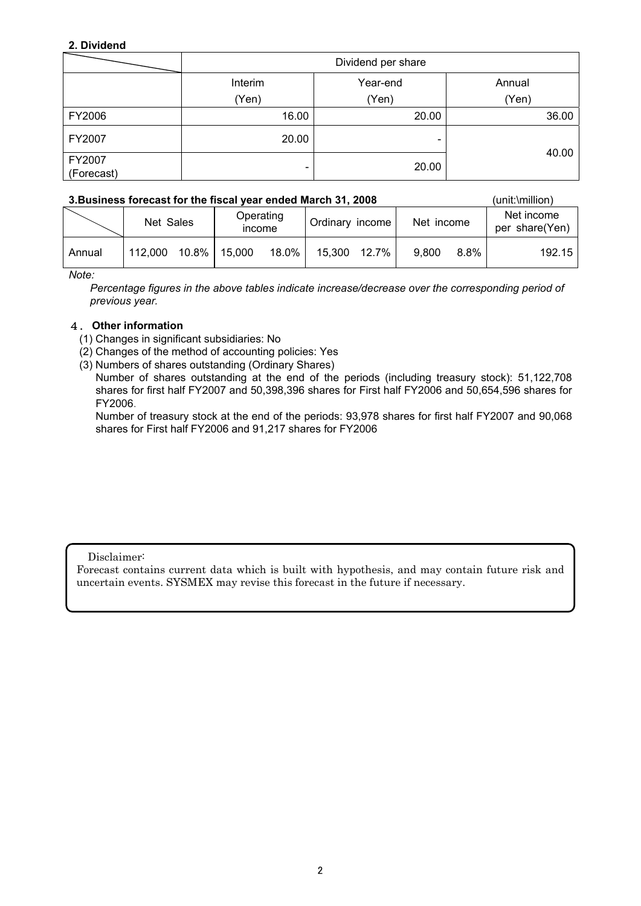**2. Dividend**

| | Dividend per share | | |
|---|---|---|---|
| | Interim (Yen) | Year-end (Yen) | Annual (Yen) |
| FY2006 | 16.00 | 20.00 | 36.00 |
| FY2007 | 20.00 | - | 40.00 |
| FY2007 (Forecast) | - | 20.00 | |

**3.Business forecast for the fiscal year ended March 31, 2008** (unit:\million)

| | Net Sales | | Operating income | | Ordinary income | | Net income | | Net income per share(Yen) |
|---|---|---|---|---|---|---|---|---|---|
| Annual | 112,000 | 10.8% | 15,000 | 18.0% | 15,300 | 12.7% | 9,800 | 8.8% | 192.15 |

*Note:*

*Percentage figures in the above tables indicate increase/decrease over the corresponding period of previous year.*

**4. Other information**

(1) Changes in significant subsidiaries: No

(2) Changes of the method of accounting policies: Yes

(3) Numbers of shares outstanding (Ordinary Shares)

Number of shares outstanding at the end of the periods (including treasury stock): 51,122,708 shares for first half FY2007 and 50,398,396 shares for First half FY2006 and 50,654,596 shares for FY2006.

Number of treasury stock at the end of the periods: 93,978 shares for first half FY2007 and 90,068 shares for First half FY2006 and 91,217 shares for FY2006

Disclaimer:

Forecast contains current data which is built with hypothesis, and may contain future risk and uncertain events. SYSMEX may revise this forecast in the future if necessary.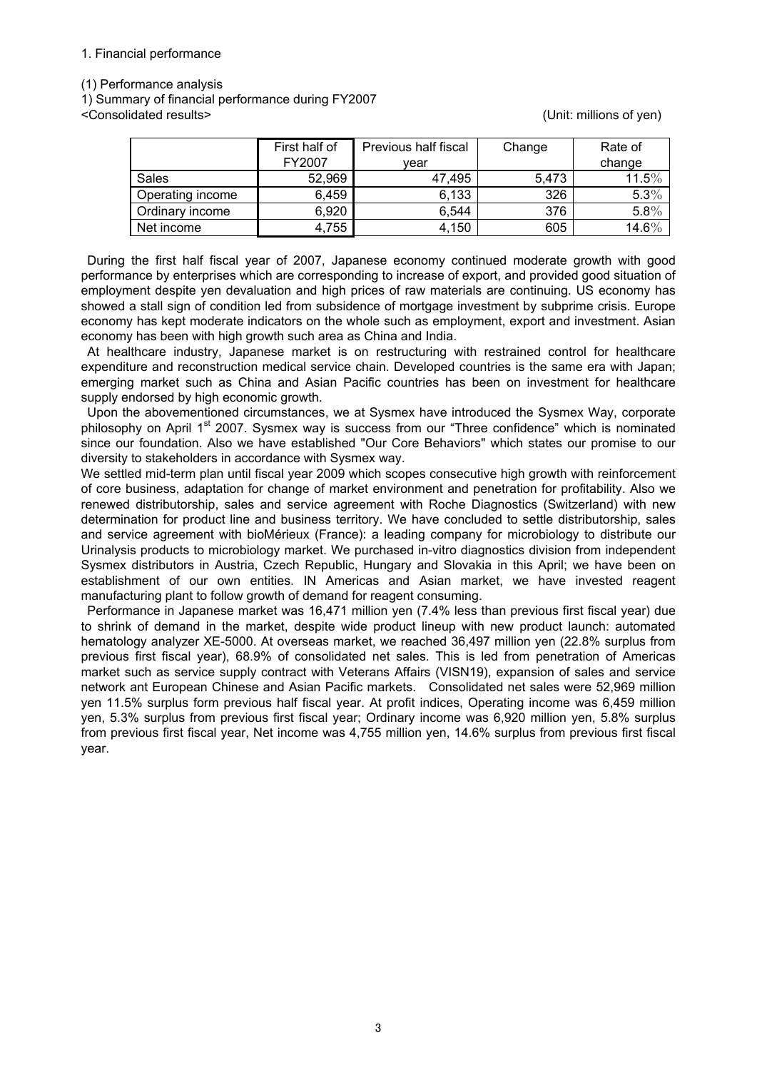1. Financial performance

(1) Performance analysis

1) Summary of financial performance during FY2007

<Consolidated results> (Unit: millions of yen)

| | First half of FY2007 | Previous half fiscal year | Change | Rate of change |
|---|---|---|---|---|
| Sales | 52,969 | 47,495 | 5,473 | 11.5% |
| Operating income | 6,459 | 6,133 | 326 | 5.3% |
| Ordinary income | 6,920 | 6,544 | 376 | 5.8% |
| Net income | 4,755 | 4,150 | 605 | 14.6% |

During the first half fiscal year of 2007, Japanese economy continued moderate growth with good performance by enterprises which are corresponding to increase of export, and provided good situation of employment despite yen devaluation and high prices of raw materials are continuing. US economy has showed a stall sign of condition led from subsidence of mortgage investment by subprime crisis. Europe economy has kept moderate indicators on the whole such as employment, export and investment. Asian economy has been with high growth such area as China and India.

At healthcare industry, Japanese market is on restructuring with restrained control for healthcare expenditure and reconstruction medical service chain. Developed countries is the same era with Japan; emerging market such as China and Asian Pacific countries has been on investment for healthcare supply endorsed by high economic growth.

Upon the abovementioned circumstances, we at Sysmex have introduced the Sysmex Way, corporate philosophy on April 1st 2007. Sysmex way is success from our "Three confidence" which is nominated since our foundation. Also we have established "Our Core Behaviors" which states our promise to our diversity to stakeholders in accordance with Sysmex way.

We settled mid-term plan until fiscal year 2009 which scopes consecutive high growth with reinforcement of core business, adaptation for change of market environment and penetration for profitability. Also we renewed distributorship, sales and service agreement with Roche Diagnostics (Switzerland) with new determination for product line and business territory. We have concluded to settle distributorship, sales and service agreement with bioMérieux (France): a leading company for microbiology to distribute our Urinalysis products to microbiology market. We purchased in-vitro diagnostics division from independent Sysmex distributors in Austria, Czech Republic, Hungary and Slovakia in this April; we have been on establishment of our own entities. IN Americas and Asian market, we have invested reagent manufacturing plant to follow growth of demand for reagent consuming.

Performance in Japanese market was 16,471 million yen (7.4% less than previous first fiscal year) due to shrink of demand in the market, despite wide product lineup with new product launch: automated hematology analyzer XE-5000. At overseas market, we reached 36,497 million yen (22.8% surplus from previous first fiscal year), 68.9% of consolidated net sales. This is led from penetration of Americas market such as service supply contract with Veterans Affairs (VISN19), expansion of sales and service network ant European Chinese and Asian Pacific markets. Consolidated net sales were 52,969 million yen 11.5% surplus form previous half fiscal year. At profit indices, Operating income was 6,459 million yen, 5.3% surplus from previous first fiscal year; Ordinary income was 6,920 million yen, 5.8% surplus from previous first fiscal year, Net income was 4,755 million yen, 14.6% surplus from previous first fiscal year.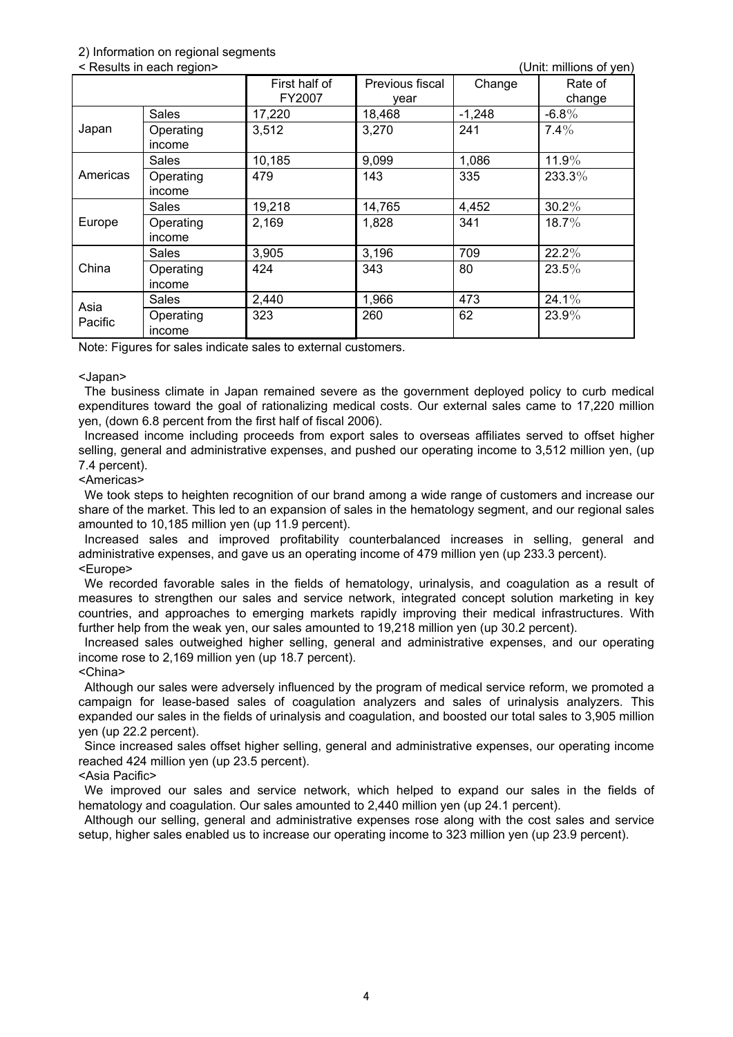2) Information on regional segments

< Results in each region> (Unit: millions of yen)

| | | First half of FY2007 | Previous fiscal year | Change | Rate of change |
|---|---|---|---|---|---|
| Japan | Sales | 17,220 | 18,468 | -1,248 | -6.8% |
| | Operating income | 3,512 | 3,270 | 241 | 7.4% |
| Americas | Sales | 10,185 | 9,099 | 1,086 | 11.9% |
| | Operating income | 479 | 143 | 335 | 233.3% |
| Europe | Sales | 19,218 | 14,765 | 4,452 | 30.2% |
| | Operating income | 2,169 | 1,828 | 341 | 18.7% |
| China | Sales | 3,905 | 3,196 | 709 | 22.2% |
| | Operating income | 424 | 343 | 80 | 23.5% |
| Asia Pacific | Sales | 2,440 | 1,966 | 473 | 24.1% |
| | Operating income | 323 | 260 | 62 | 23.9% |

Note: Figures for sales indicate sales to external customers.

<Japan>

The business climate in Japan remained severe as the government deployed policy to curb medical expenditures toward the goal of rationalizing medical costs. Our external sales came to 17,220 million yen, (down 6.8 percent from the first half of fiscal 2006).

Increased income including proceeds from export sales to overseas affiliates served to offset higher selling, general and administrative expenses, and pushed our operating income to 3,512 million yen, (up 7.4 percent).

<Americas>

We took steps to heighten recognition of our brand among a wide range of customers and increase our share of the market. This led to an expansion of sales in the hematology segment, and our regional sales amounted to 10,185 million yen (up 11.9 percent).

Increased sales and improved profitability counterbalanced increases in selling, general and administrative expenses, and gave us an operating income of 479 million yen (up 233.3 percent).

<Europe>

We recorded favorable sales in the fields of hematology, urinalysis, and coagulation as a result of measures to strengthen our sales and service network, integrated concept solution marketing in key countries, and approaches to emerging markets rapidly improving their medical infrastructures. With further help from the weak yen, our sales amounted to 19,218 million yen (up 30.2 percent).

Increased sales outweighed higher selling, general and administrative expenses, and our operating income rose to 2,169 million yen (up 18.7 percent).

<China>

Although our sales were adversely influenced by the program of medical service reform, we promoted a campaign for lease-based sales of coagulation analyzers and sales of urinalysis analyzers. This expanded our sales in the fields of urinalysis and coagulation, and boosted our total sales to 3,905 million yen (up 22.2 percent).

Since increased sales offset higher selling, general and administrative expenses, our operating income reached 424 million yen (up 23.5 percent).

<Asia Pacific>

We improved our sales and service network, which helped to expand our sales in the fields of hematology and coagulation. Our sales amounted to 2,440 million yen (up 24.1 percent).

Although our selling, general and administrative expenses rose along with the cost sales and service setup, higher sales enabled us to increase our operating income to 323 million yen (up 23.9 percent).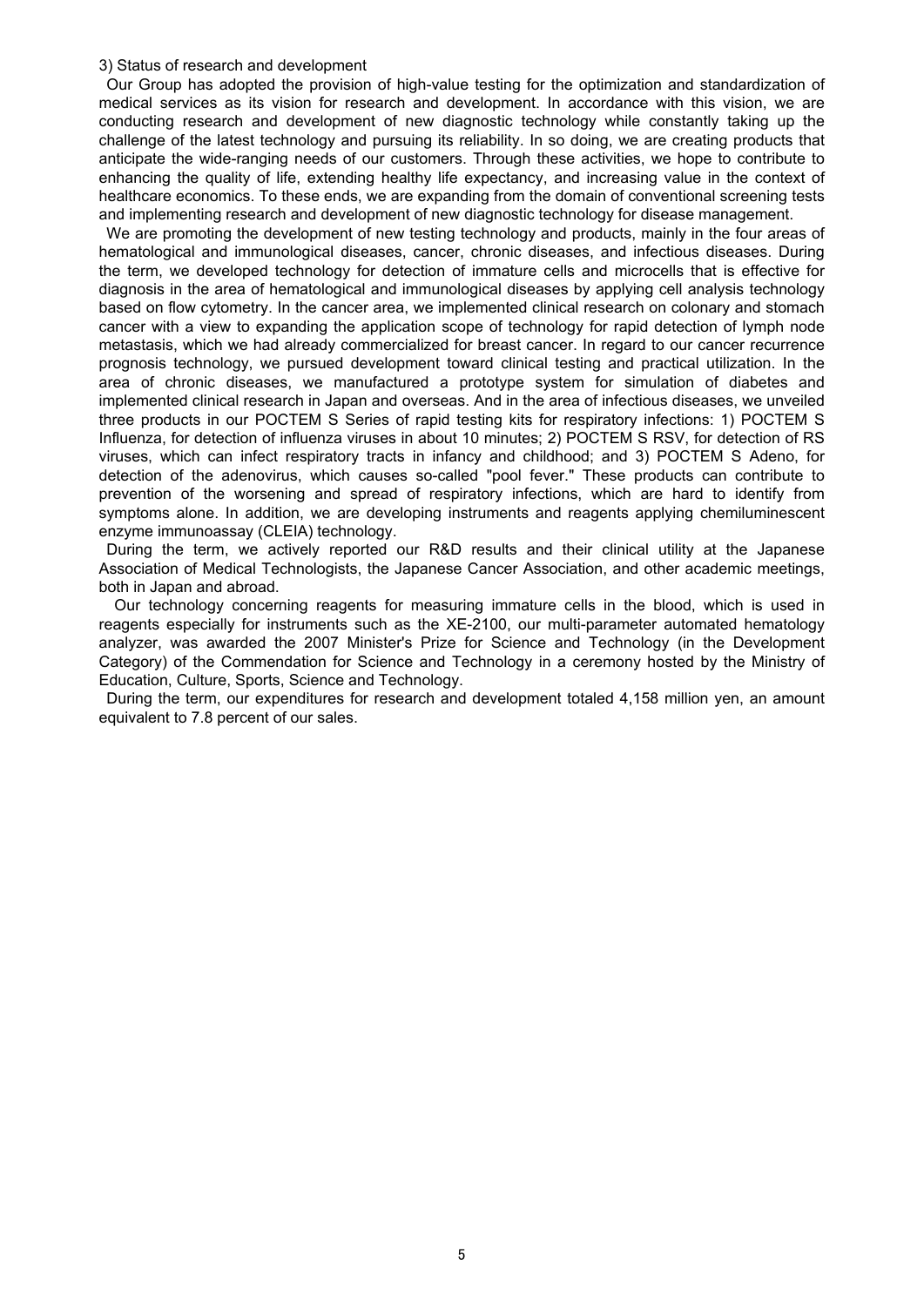3) Status of research and development

Our Group has adopted the provision of high-value testing for the optimization and standardization of medical services as its vision for research and development. In accordance with this vision, we are conducting research and development of new diagnostic technology while constantly taking up the challenge of the latest technology and pursuing its reliability. In so doing, we are creating products that anticipate the wide-ranging needs of our customers. Through these activities, we hope to contribute to enhancing the quality of life, extending healthy life expectancy, and increasing value in the context of healthcare economics. To these ends, we are expanding from the domain of conventional screening tests and implementing research and development of new diagnostic technology for disease management.

We are promoting the development of new testing technology and products, mainly in the four areas of hematological and immunological diseases, cancer, chronic diseases, and infectious diseases. During the term, we developed technology for detection of immature cells and microcells that is effective for diagnosis in the area of hematological and immunological diseases by applying cell analysis technology based on flow cytometry. In the cancer area, we implemented clinical research on colonary and stomach cancer with a view to expanding the application scope of technology for rapid detection of lymph node metastasis, which we had already commercialized for breast cancer. In regard to our cancer recurrence prognosis technology, we pursued development toward clinical testing and practical utilization. In the area of chronic diseases, we manufactured a prototype system for simulation of diabetes and implemented clinical research in Japan and overseas. And in the area of infectious diseases, we unveiled three products in our POCTEM S Series of rapid testing kits for respiratory infections: 1) POCTEM S Influenza, for detection of influenza viruses in about 10 minutes; 2) POCTEM S RSV, for detection of RS viruses, which can infect respiratory tracts in infancy and childhood; and 3) POCTEM S Adeno, for detection of the adenovirus, which causes so-called "pool fever." These products can contribute to prevention of the worsening and spread of respiratory infections, which are hard to identify from symptoms alone. In addition, we are developing instruments and reagents applying chemiluminescent enzyme immunoassay (CLEIA) technology.

During the term, we actively reported our R&D results and their clinical utility at the Japanese Association of Medical Technologists, the Japanese Cancer Association, and other academic meetings, both in Japan and abroad.

Our technology concerning reagents for measuring immature cells in the blood, which is used in reagents especially for instruments such as the XE-2100, our multi-parameter automated hematology analyzer, was awarded the 2007 Minister's Prize for Science and Technology (in the Development Category) of the Commendation for Science and Technology in a ceremony hosted by the Ministry of Education, Culture, Sports, Science and Technology.

During the term, our expenditures for research and development totaled 4,158 million yen, an amount equivalent to 7.8 percent of our sales.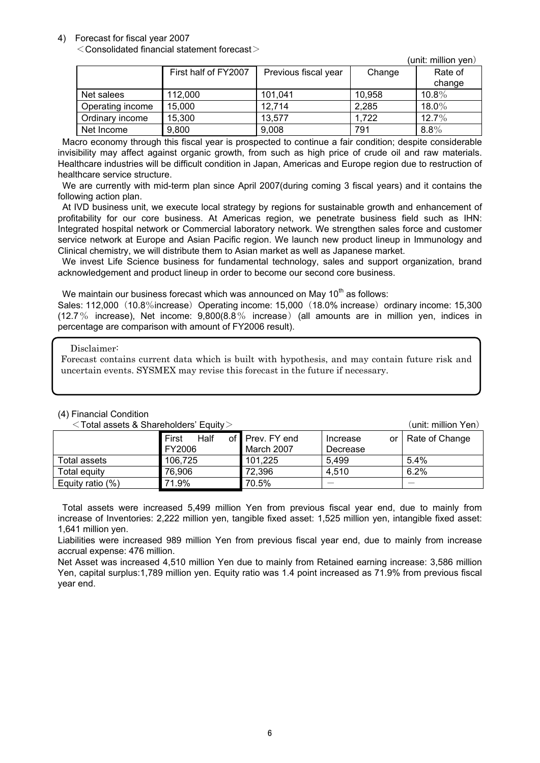4) Forecast for fiscal year 2007

<Consolidated financial statement forecast>

(unit: million yen)

| | First half of FY2007 | Previous fiscal year | Change | Rate of change |
|---|---|---|---|---|
| Net salees | 112,000 | 101,041 | 10,958 | 10.8% |
| Operating income | 15,000 | 12,714 | 2,285 | 18.0% |
| Ordinary income | 15,300 | 13,577 | 1,722 | 12.7% |
| Net Income | 9,800 | 9,008 | 791 | 8.8% |

Macro economy through this fiscal year is prospected to continue a fair condition; despite considerable invisibility may affect against organic growth, from such as high price of crude oil and raw materials. Healthcare industries will be difficult condition in Japan, Americas and Europe region due to restruction of healthcare service structure.

We are currently with mid-term plan since April 2007(during coming 3 fiscal years) and it contains the following action plan.

At IVD business unit, we execute local strategy by regions for sustainable growth and enhancement of profitability for our core business. At Americas region, we penetrate business field such as IHN: Integrated hospital network or Commercial laboratory network. We strengthen sales force and customer service network at Europe and Asian Pacific region. We launch new product lineup in Immunology and Clinical chemistry, we will distribute them to Asian market as well as Japanese market.

We invest Life Science business for fundamental technology, sales and support organization, brand acknowledgement and product lineup in order to become our second core business.

We maintain our business forecast which was announced on May 10th as follows:

Sales: 112,000（10.8%increase）Operating income: 15,000（18.0% increase）ordinary income: 15,300 (12.7% increase), Net income: 9,800(8.8% increase) (all amounts are in million yen, indices in percentage are comparison with amount of FY2006 result).

Disclaimer:
Forecast contains current data which is built with hypothesis, and may contain future risk and uncertain events. SYSMEX may revise this forecast in the future if necessary.

(4) Financial Condition

<Total assets & Shareholders' Equity>

(unit: million Yen)

| | First Half of FY2006 | Prev. FY end March 2007 | Increase or Decrease | Rate of Change |
|---|---|---|---|---|
| Total assets | 106,725 | 101,225 | 5,499 | 5.4% |
| Total equity | 76,906 | 72,396 | 4,510 | 6.2% |
| Equity ratio (%) | 71.9% | 70.5% | — | — |

Total assets were increased 5,499 million Yen from previous fiscal year end, due to mainly from increase of Inventories: 2,222 million yen, tangible fixed asset: 1,525 million yen, intangible fixed asset: 1,641 million yen.

Liabilities were increased 989 million Yen from previous fiscal year end, due to mainly from increase accrual expense: 476 million.

Net Asset was increased 4,510 million Yen due to mainly from Retained earning increase: 3,586 million Yen, capital surplus:1,789 million yen. Equity ratio was 1.4 point increased as 71.9% from previous fiscal year end.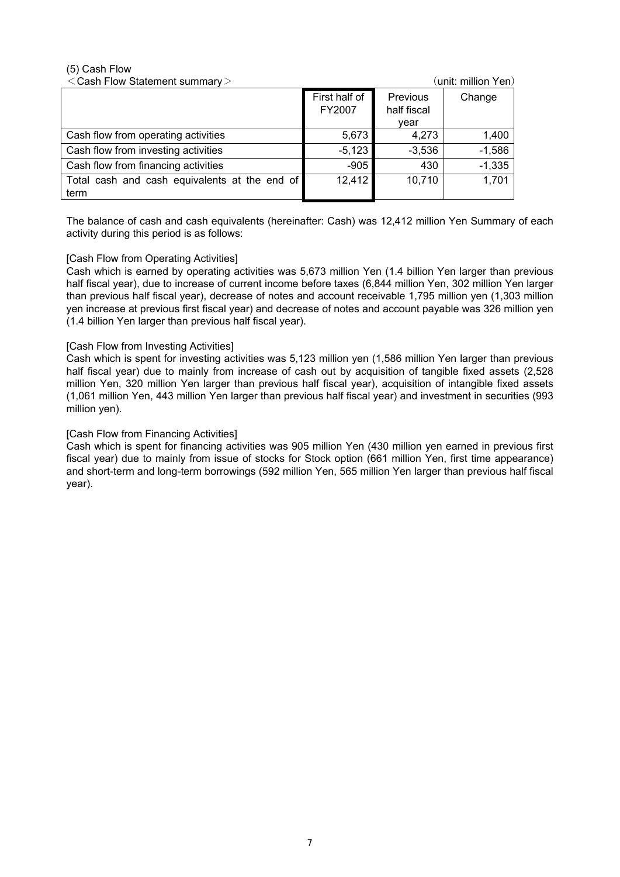(5) Cash Flow

＜Cash Flow Statement summary＞ （unit: million Yen）

| | First half of FY2007 | Previous half fiscal year | Change |
|---|---|---|---|
| Cash flow from operating activities | 5,673 | 4,273 | 1,400 |
| Cash flow from investing activities | -5,123 | -3,536 | -1,586 |
| Cash flow from financing activities | -905 | 430 | -1,335 |
| Total cash and cash equivalents at the end of term | 12,412 | 10,710 | 1,701 |

The balance of cash and cash equivalents (hereinafter: Cash) was 12,412 million Yen Summary of each activity during this period is as follows:

[Cash Flow from Operating Activities]

Cash which is earned by operating activities was 5,673 million Yen (1.4 billion Yen larger than previous half fiscal year), due to increase of current income before taxes (6,844 million Yen, 302 million Yen larger than previous half fiscal year), decrease of notes and account receivable 1,795 million yen (1,303 million yen increase at previous first fiscal year) and decrease of notes and account payable was 326 million yen (1.4 billion Yen larger than previous half fiscal year).

[Cash Flow from Investing Activities]

Cash which is spent for investing activities was 5,123 million yen (1,586 million Yen larger than previous half fiscal year) due to mainly from increase of cash out by acquisition of tangible fixed assets (2,528 million Yen, 320 million Yen larger than previous half fiscal year), acquisition of intangible fixed assets (1,061 million Yen, 443 million Yen larger than previous half fiscal year) and investment in securities (993 million yen).

[Cash Flow from Financing Activities]

Cash which is spent for financing activities was 905 million Yen (430 million yen earned in previous first fiscal year) due to mainly from issue of stocks for Stock option (661 million Yen, first time appearance) and short-term and long-term borrowings (592 million Yen, 565 million Yen larger than previous half fiscal year).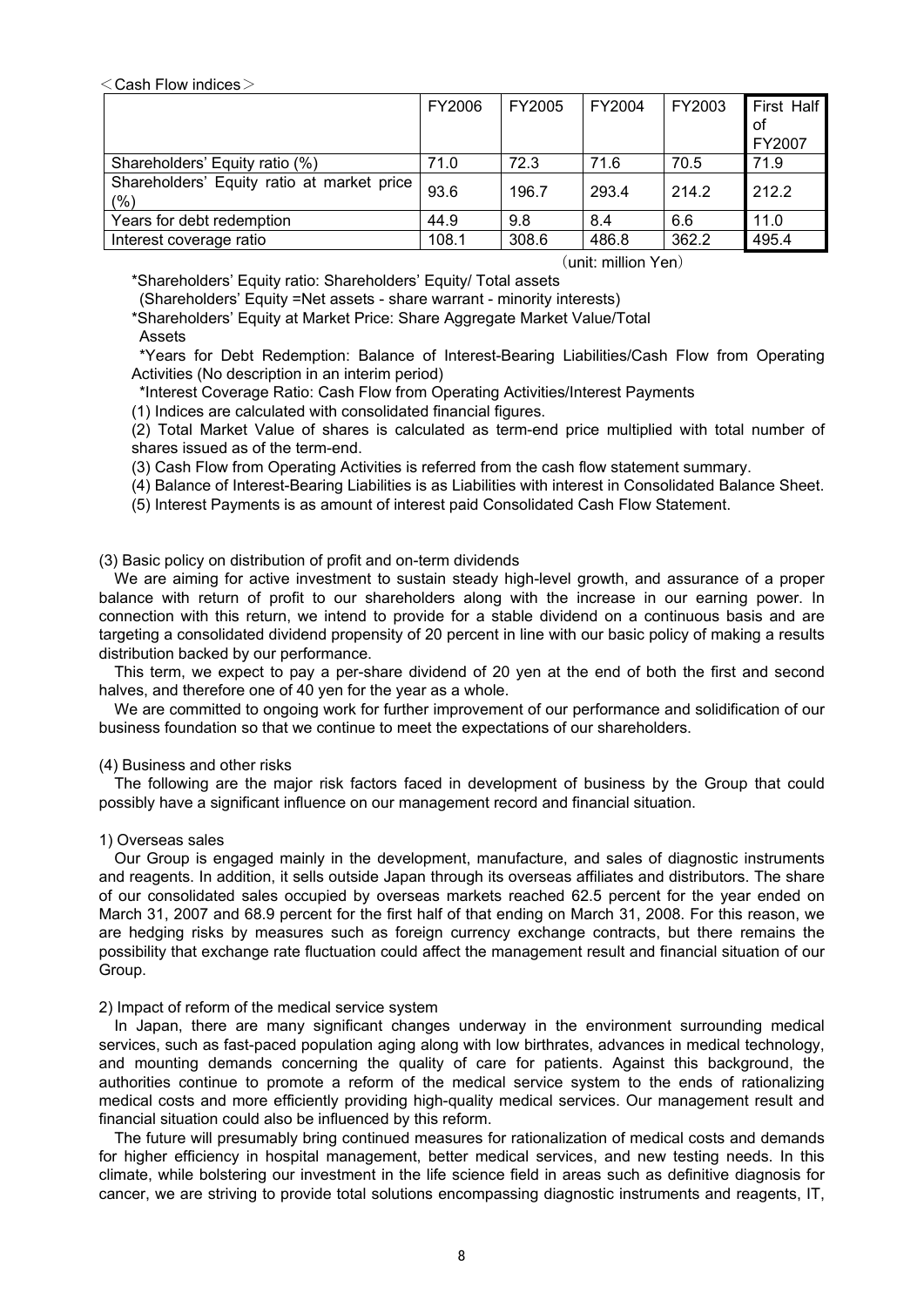<Cash Flow indices>

| | FY2006 | FY2005 | FY2004 | FY2003 | First Half of FY2007 |
|---|---|---|---|---|---|
| Shareholders' Equity ratio (%) | 71.0 | 72.3 | 71.6 | 70.5 | 71.9 |
| Shareholders' Equity ratio at market price (%) | 93.6 | 196.7 | 293.4 | 214.2 | 212.2 |
| Years for debt redemption | 44.9 | 9.8 | 8.4 | 6.6 | 11.0 |
| Interest coverage ratio | 108.1 | 308.6 | 486.8 | 362.2 | 495.4 |

(unit: million Yen)

*Shareholders' Equity ratio: Shareholders' Equity/ Total assets
(Shareholders' Equity =Net assets - share warrant - minority interests)

*Shareholders' Equity at Market Price: Share Aggregate Market Value/Total Assets

*Years for Debt Redemption: Balance of Interest-Bearing Liabilities/Cash Flow from Operating Activities (No description in an interim period)

*Interest Coverage Ratio: Cash Flow from Operating Activities/Interest Payments

(1) Indices are calculated with consolidated financial figures.

(2) Total Market Value of shares is calculated as term-end price multiplied with total number of shares issued as of the term-end.

(3) Cash Flow from Operating Activities is referred from the cash flow statement summary.

(4) Balance of Interest-Bearing Liabilities is as Liabilities with interest in Consolidated Balance Sheet.

(5) Interest Payments is as amount of interest paid Consolidated Cash Flow Statement.

(3) Basic policy on distribution of profit and on-term dividends

We are aiming for active investment to sustain steady high-level growth, and assurance of a proper balance with return of profit to our shareholders along with the increase in our earning power. In connection with this return, we intend to provide for a stable dividend on a continuous basis and are targeting a consolidated dividend propensity of 20 percent in line with our basic policy of making a results distribution backed by our performance.

This term, we expect to pay a per-share dividend of 20 yen at the end of both the first and second halves, and therefore one of 40 yen for the year as a whole.

We are committed to ongoing work for further improvement of our performance and solidification of our business foundation so that we continue to meet the expectations of our shareholders.

(4) Business and other risks

The following are the major risk factors faced in development of business by the Group that could possibly have a significant influence on our management record and financial situation.

1) Overseas sales

Our Group is engaged mainly in the development, manufacture, and sales of diagnostic instruments and reagents. In addition, it sells outside Japan through its overseas affiliates and distributors. The share of our consolidated sales occupied by overseas markets reached 62.5 percent for the year ended on March 31, 2007 and 68.9 percent for the first half of that ending on March 31, 2008. For this reason, we are hedging risks by measures such as foreign currency exchange contracts, but there remains the possibility that exchange rate fluctuation could affect the management result and financial situation of our Group.

2) Impact of reform of the medical service system

In Japan, there are many significant changes underway in the environment surrounding medical services, such as fast-paced population aging along with low birthrates, advances in medical technology, and mounting demands concerning the quality of care for patients. Against this background, the authorities continue to promote a reform of the medical service system to the ends of rationalizing medical costs and more efficiently providing high-quality medical services. Our management result and financial situation could also be influenced by this reform.

The future will presumably bring continued measures for rationalization of medical costs and demands for higher efficiency in hospital management, better medical services, and new testing needs. In this climate, while bolstering our investment in the life science field in areas such as definitive diagnosis for cancer, we are striving to provide total solutions encompassing diagnostic instruments and reagents, IT,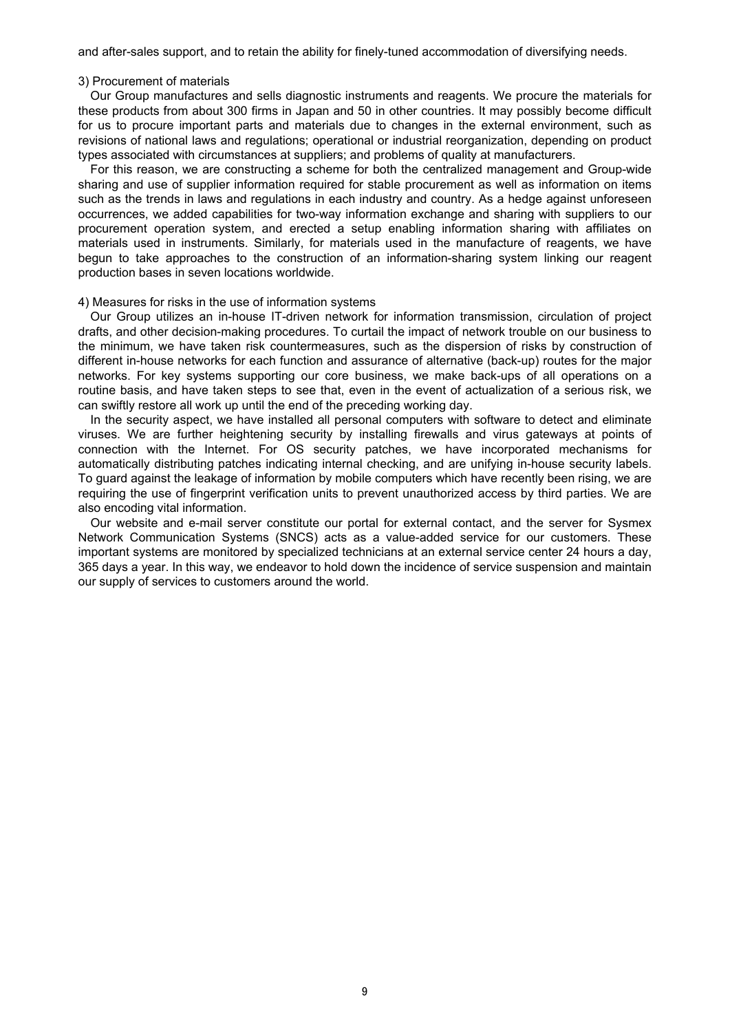and after-sales support, and to retain the ability for finely-tuned accommodation of diversifying needs.

3) Procurement of materials

Our Group manufactures and sells diagnostic instruments and reagents. We procure the materials for these products from about 300 firms in Japan and 50 in other countries. It may possibly become difficult for us to procure important parts and materials due to changes in the external environment, such as revisions of national laws and regulations; operational or industrial reorganization, depending on product types associated with circumstances at suppliers; and problems of quality at manufacturers.

For this reason, we are constructing a scheme for both the centralized management and Group-wide sharing and use of supplier information required for stable procurement as well as information on items such as the trends in laws and regulations in each industry and country. As a hedge against unforeseen occurrences, we added capabilities for two-way information exchange and sharing with suppliers to our procurement operation system, and erected a setup enabling information sharing with affiliates on materials used in instruments. Similarly, for materials used in the manufacture of reagents, we have begun to take approaches to the construction of an information-sharing system linking our reagent production bases in seven locations worldwide.

4) Measures for risks in the use of information systems

Our Group utilizes an in-house IT-driven network for information transmission, circulation of project drafts, and other decision-making procedures. To curtail the impact of network trouble on our business to the minimum, we have taken risk countermeasures, such as the dispersion of risks by construction of different in-house networks for each function and assurance of alternative (back-up) routes for the major networks. For key systems supporting our core business, we make back-ups of all operations on a routine basis, and have taken steps to see that, even in the event of actualization of a serious risk, we can swiftly restore all work up until the end of the preceding working day.

In the security aspect, we have installed all personal computers with software to detect and eliminate viruses. We are further heightening security by installing firewalls and virus gateways at points of connection with the Internet. For OS security patches, we have incorporated mechanisms for automatically distributing patches indicating internal checking, and are unifying in-house security labels. To guard against the leakage of information by mobile computers which have recently been rising, we are requiring the use of fingerprint verification units to prevent unauthorized access by third parties. We are also encoding vital information.

Our website and e-mail server constitute our portal for external contact, and the server for Sysmex Network Communication Systems (SNCS) acts as a value-added service for our customers. These important systems are monitored by specialized technicians at an external service center 24 hours a day, 365 days a year. In this way, we endeavor to hold down the incidence of service suspension and maintain our supply of services to customers around the world.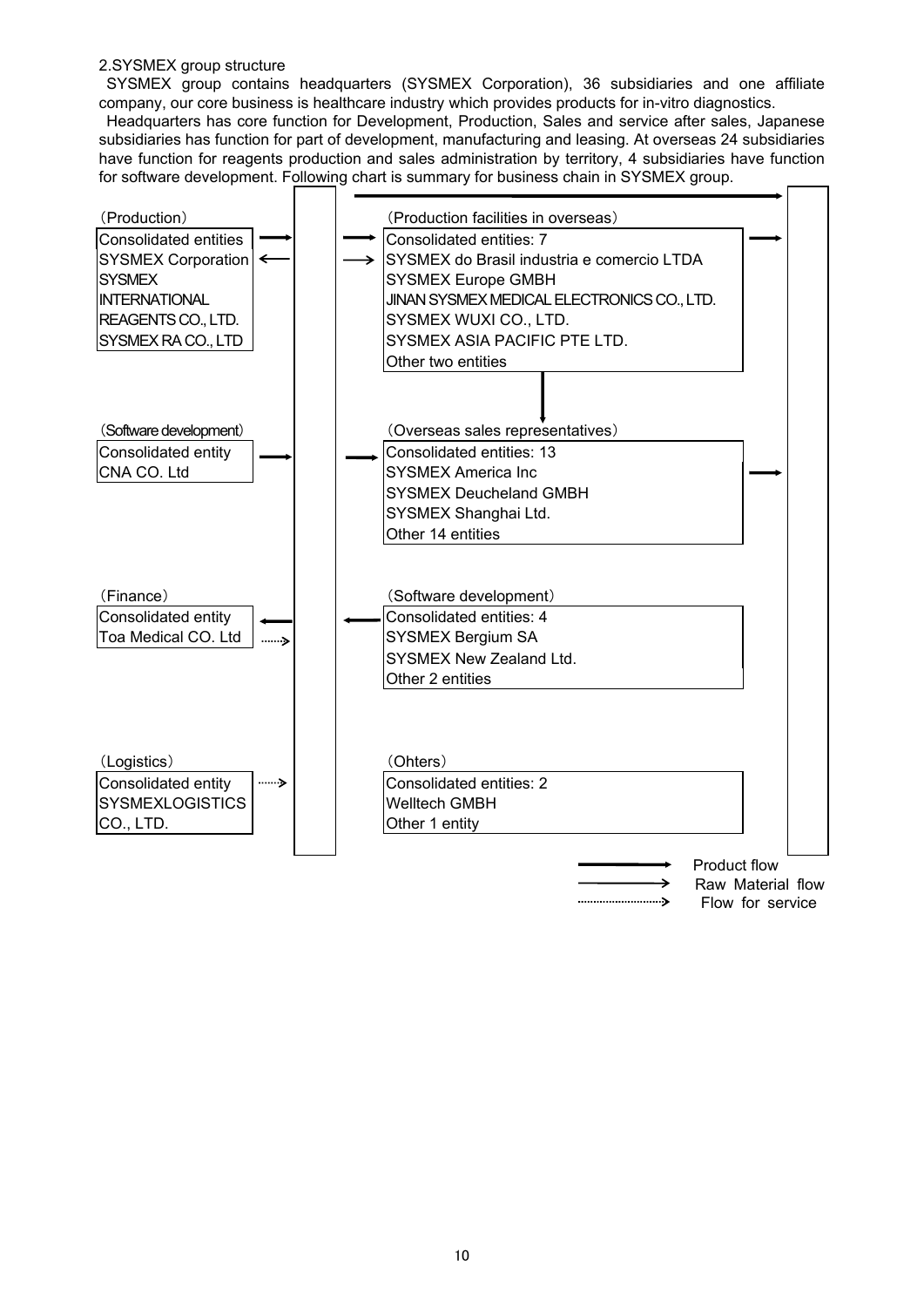## 2.SYSMEX group structure

SYSMEX group contains headquarters (SYSMEX Corporation), 36 subsidiaries and one affiliate company, our core business is healthcare industry which provides products for in-vitro diagnostics.

Headquarters has core function for Development, Production, Sales and service after sales, Japanese subsidiaries has function for part of development, manufacturing and leasing. At overseas 24 subsidiaries have function for reagents production and sales administration by territory, 4 subsidiaries have function for software development. Following chart is summary for business chain in SYSMEX group.

（Production）

Consolidated entities
SYSMEX Corporation
SYSMEX INTERNATIONAL REAGENTS CO., LTD.
SYSMEX RA CO., LTD

（Software development）

Consolidated entity
CNA CO. Ltd

（Finance）

Consolidated entity
Toa Medical CO. Ltd

（Logistics）

Consolidated entity
SYSMEXLOGISTICS CO., LTD.

（Production facilities in overseas）

Consolidated entities: 7
SYSMEX do Brasil industria e comercio LTDA
SYSMEX Europe GMBH
JINAN SYSMEX MEDICAL ELECTRONICS CO., LTD.
SYSMEX WUXI CO., LTD.
SYSMEX ASIA PACIFIC PTE LTD.
Other two entities

（Overseas sales representatives）

Consolidated entities: 13
SYSMEX America Inc
SYSMEX Deucheland GMBH
SYSMEX Shanghai Ltd.
Other 14 entities

（Software development）

Consolidated entities: 4
SYSMEX Bergium SA
SYSMEX New Zealand Ltd.
Other 2 entities

（Ohters）

Consolidated entities: 2
Welltech GMBH
Other 1 entity

Product flow
Raw Material flow
Flow for service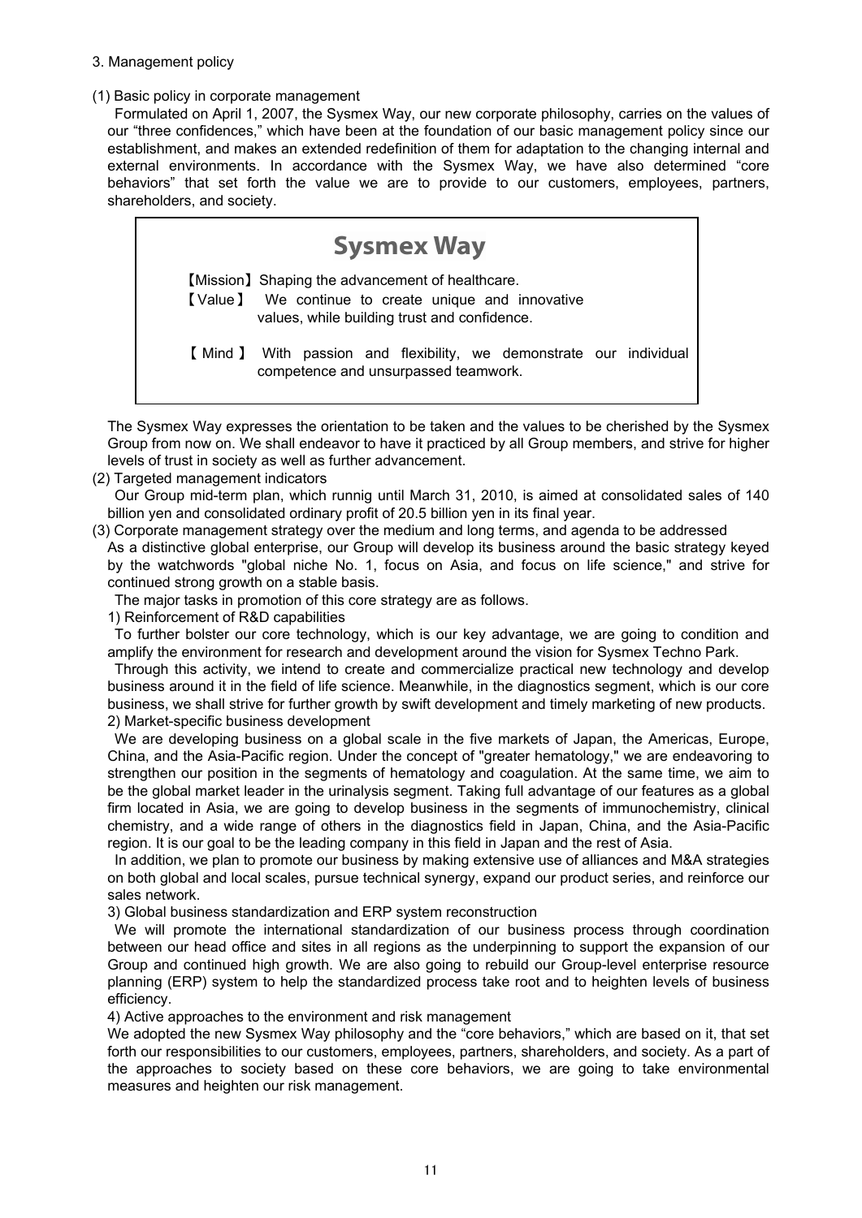3. Management policy

(1) Basic policy in corporate management

Formulated on April 1, 2007, the Sysmex Way, our new corporate philosophy, carries on the values of our "three confidences," which have been at the foundation of our basic management policy since our establishment, and makes an extended redefinition of them for adaptation to the changing internal and external environments. In accordance with the Sysmex Way, we have also determined "core behaviors" that set forth the value we are to provide to our customers, employees, partners, shareholders, and society.

> **Sysmex Way**
>
> 【Mission】Shaping the advancement of healthcare.
>
> 【Value】 We continue to create unique and innovative values, while building trust and confidence.
>
> 【Mind】 With passion and flexibility, we demonstrate our individual competence and unsurpassed teamwork.

The Sysmex Way expresses the orientation to be taken and the values to be cherished by the Sysmex Group from now on. We shall endeavor to have it practiced by all Group members, and strive for higher levels of trust in society as well as further advancement.

(2) Targeted management indicators

Our Group mid-term plan, which runnig until March 31, 2010, is aimed at consolidated sales of 140 billion yen and consolidated ordinary profit of 20.5 billion yen in its final year.

(3) Corporate management strategy over the medium and long terms, and agenda to be addressed

As a distinctive global enterprise, our Group will develop its business around the basic strategy keyed by the watchwords "global niche No. 1, focus on Asia, and focus on life science," and strive for continued strong growth on a stable basis.

The major tasks in promotion of this core strategy are as follows.

1) Reinforcement of R&D capabilities

To further bolster our core technology, which is our key advantage, we are going to condition and amplify the environment for research and development around the vision for Sysmex Techno Park.

Through this activity, we intend to create and commercialize practical new technology and develop business around it in the field of life science. Meanwhile, in the diagnostics segment, which is our core business, we shall strive for further growth by swift development and timely marketing of new products.

2) Market-specific business development

We are developing business on a global scale in the five markets of Japan, the Americas, Europe, China, and the Asia-Pacific region. Under the concept of "greater hematology," we are endeavoring to strengthen our position in the segments of hematology and coagulation. At the same time, we aim to be the global market leader in the urinalysis segment. Taking full advantage of our features as a global firm located in Asia, we are going to develop business in the segments of immunochemistry, clinical chemistry, and a wide range of others in the diagnostics field in Japan, China, and the Asia-Pacific region. It is our goal to be the leading company in this field in Japan and the rest of Asia.

In addition, we plan to promote our business by making extensive use of alliances and M&A strategies on both global and local scales, pursue technical synergy, expand our product series, and reinforce our sales network.

3) Global business standardization and ERP system reconstruction

We will promote the international standardization of our business process through coordination between our head office and sites in all regions as the underpinning to support the expansion of our Group and continued high growth. We are also going to rebuild our Group-level enterprise resource planning (ERP) system to help the standardized process take root and to heighten levels of business efficiency.

4) Active approaches to the environment and risk management

We adopted the new Sysmex Way philosophy and the "core behaviors," which are based on it, that set forth our responsibilities to our customers, employees, partners, shareholders, and society. As a part of the approaches to society based on these core behaviors, we are going to take environmental measures and heighten our risk management.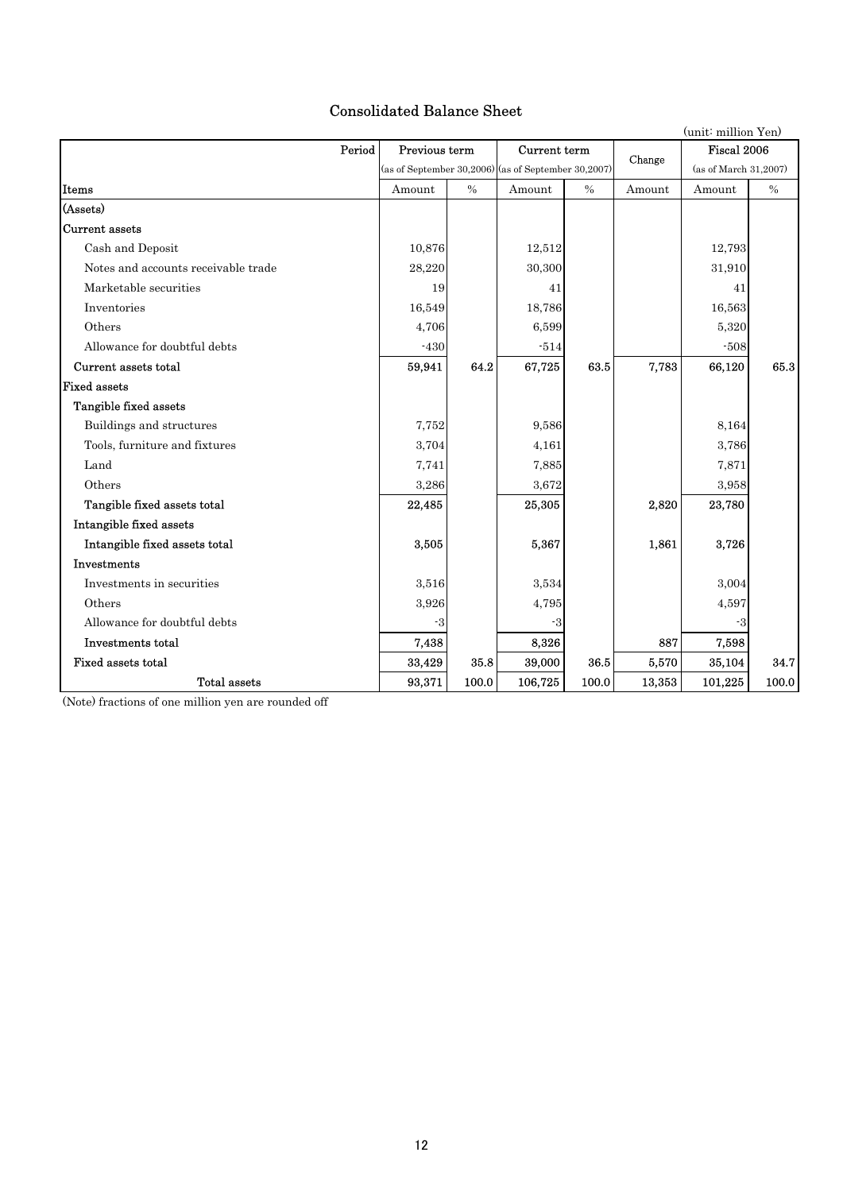# Consolidated Balance Sheet

(unit: million Yen)

| Period | Previous term (as of September 30,2006) | | Current term (as of September 30,2007) | | Change | Fiscal 2006 (as of March 31,2007) | |
|---|---|---|---|---|---|---|---|
| Items | Amount | % | Amount | % | Amount | Amount | % |
| (Assets) | | | | | | | |
| Current assets | | | | | | | |
| Cash and Deposit | 10,876 | | 12,512 | | | 12,793 | |
| Notes and accounts receivable trade | 28,220 | | 30,300 | | | 31,910 | |
| Marketable securities | 19 | | 41 | | | 41 | |
| Inventories | 16,549 | | 18,786 | | | 16,563 | |
| Others | 4,706 | | 6,599 | | | 5,320 | |
| Allowance for doubtful debts | -430 | | -514 | | | -508 | |
| **Current assets total** | **59,941** | **64.2** | **67,725** | **63.5** | **7,783** | **66,120** | **65.3** |
| **Fixed assets** | | | | | | | |
| **Tangible fixed assets** | | | | | | | |
| Buildings and structures | 7,752 | | 9,586 | | | 8,164 | |
| Tools, furniture and fixtures | 3,704 | | 4,161 | | | 3,786 | |
| Land | 7,741 | | 7,885 | | | 7,871 | |
| Others | 3,286 | | 3,672 | | | 3,958 | |
| **Tangible fixed assets total** | **22,485** | | **25,305** | | **2,820** | **23,780** | |
| **Intangible fixed assets** | | | | | | | |
| **Intangible fixed assets total** | **3,505** | | **5,367** | | **1,861** | **3,726** | |
| **Investments** | | | | | | | |
| Investments in securities | 3,516 | | 3,534 | | | 3,004 | |
| Others | 3,926 | | 4,795 | | | 4,597 | |
| Allowance for doubtful debts | -3 | | -3 | | | -3 | |
| **Investments total** | **7,438** | | **8,326** | | **887** | **7,598** | |
| **Fixed assets total** | **33,429** | **35.8** | **39,000** | **36.5** | **5,570** | **35,104** | **34.7** |
| Total assets | **93,371** | **100.0** | **106,725** | **100.0** | **13,353** | **101,225** | **100.0** |

(Note) fractions of one million yen are rounded off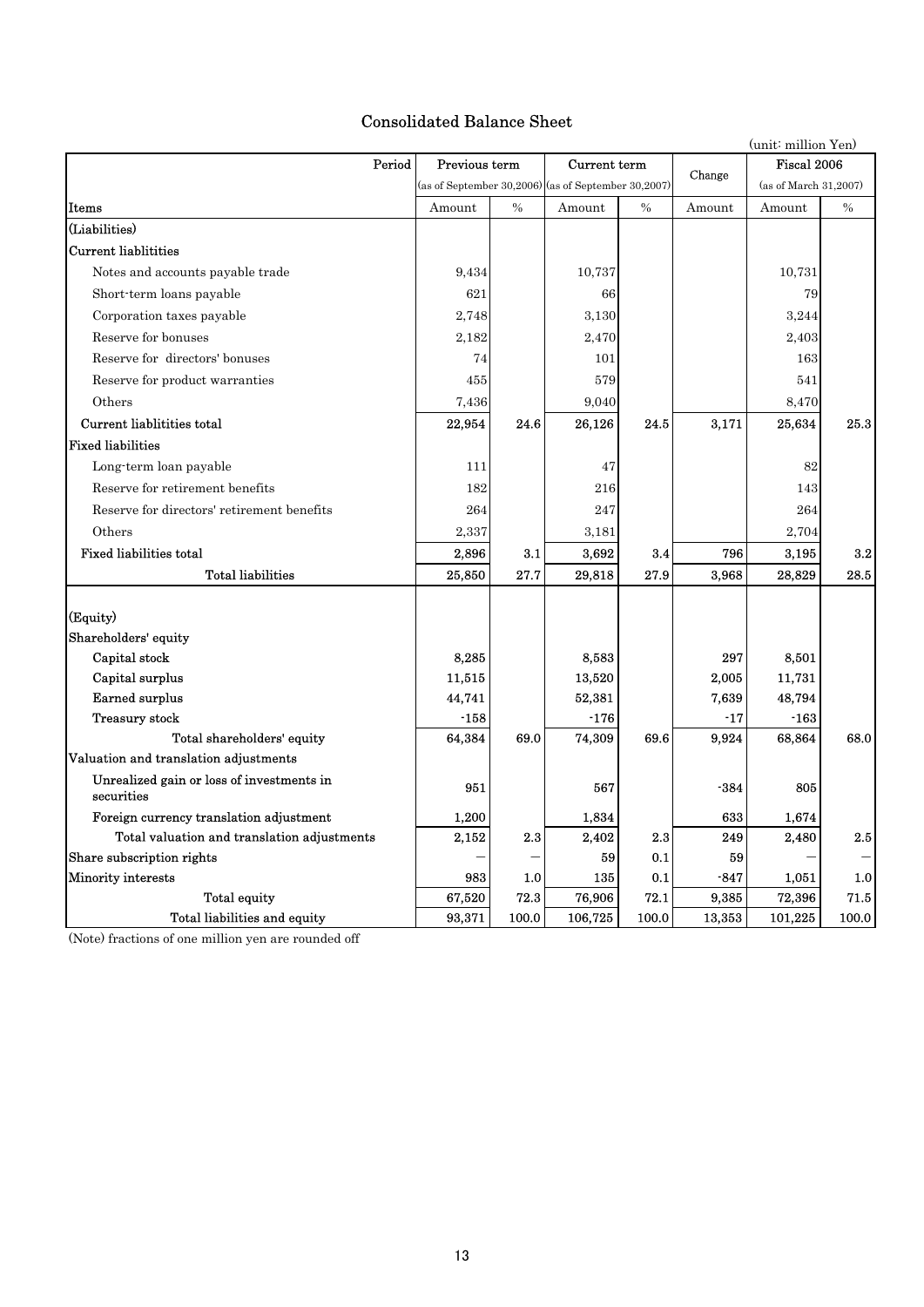## Consolidated Balance Sheet

(unit: million Yen)

| Period | Previous term (as of September 30,2006) | | Current term (as of September 30,2007) | | Change | Fiscal 2006 (as of March 31,2007) | |
|---|---|---|---|---|---|---|---|
| Items | Amount | % | Amount | % | Amount | Amount | % |
| (Liabilities) | | | | | | | |
| Current liablitities | | | | | | | |
| Notes and accounts payable trade | 9,434 | | 10,737 | | | 10,731 | |
| Short-term loans payable | 621 | | 66 | | | 79 | |
| Corporation taxes payable | 2,748 | | 3,130 | | | 3,244 | |
| Reserve for bonuses | 2,182 | | 2,470 | | | 2,403 | |
| Reserve for directors' bonuses | 74 | | 101 | | | 163 | |
| Reserve for product warranties | 455 | | 579 | | | 541 | |
| Others | 7,436 | | 9,040 | | | 8,470 | |
| Current liablitities total | 22,954 | 24.6 | 26,126 | 24.5 | 3,171 | 25,634 | 25.3 |
| Fixed liabilities | | | | | | | |
| Long-term loan payable | 111 | | 47 | | | 82 | |
| Reserve for retirement benefits | 182 | | 216 | | | 143 | |
| Reserve for directors' retirement benefits | 264 | | 247 | | | 264 | |
| Others | 2,337 | | 3,181 | | | 2,704 | |
| Fixed liabilities total | 2,896 | 3.1 | 3,692 | 3.4 | 796 | 3,195 | 3.2 |
| Total liabilities | 25,850 | 27.7 | 29,818 | 27.9 | 3,968 | 28,829 | 28.5 |
| (Equity) | | | | | | | |
| Shareholders' equity | | | | | | | |
| Capital stock | 8,285 | | 8,583 | | 297 | 8,501 | |
| Capital surplus | 11,515 | | 13,520 | | 2,005 | 11,731 | |
| Earned surplus | 44,741 | | 52,381 | | 7,639 | 48,794 | |
| Treasury stock | -158 | | -176 | | -17 | -163 | |
| Total shareholders' equity | 64,384 | 69.0 | 74,309 | 69.6 | 9,924 | 68,864 | 68.0 |
| Valuation and translation adjustments | | | | | | | |
| Unrealized gain or loss of investments in securities | 951 | | 567 | | -384 | 805 | |
| Foreign currency translation adjustment | 1,200 | | 1,834 | | 633 | 1,674 | |
| Total valuation and translation adjustments | 2,152 | 2.3 | 2,402 | 2.3 | 249 | 2,480 | 2.5 |
| Share subscription rights | — | — | 59 | 0.1 | 59 | — | — |
| Minority interests | 983 | 1.0 | 135 | 0.1 | -847 | 1,051 | 1.0 |
| Total equity | 67,520 | 72.3 | 76,906 | 72.1 | 9,385 | 72,396 | 71.5 |
| Total liabilities and equity | 93,371 | 100.0 | 106,725 | 100.0 | 13,353 | 101,225 | 100.0 |

(Note) fractions of one million yen are rounded off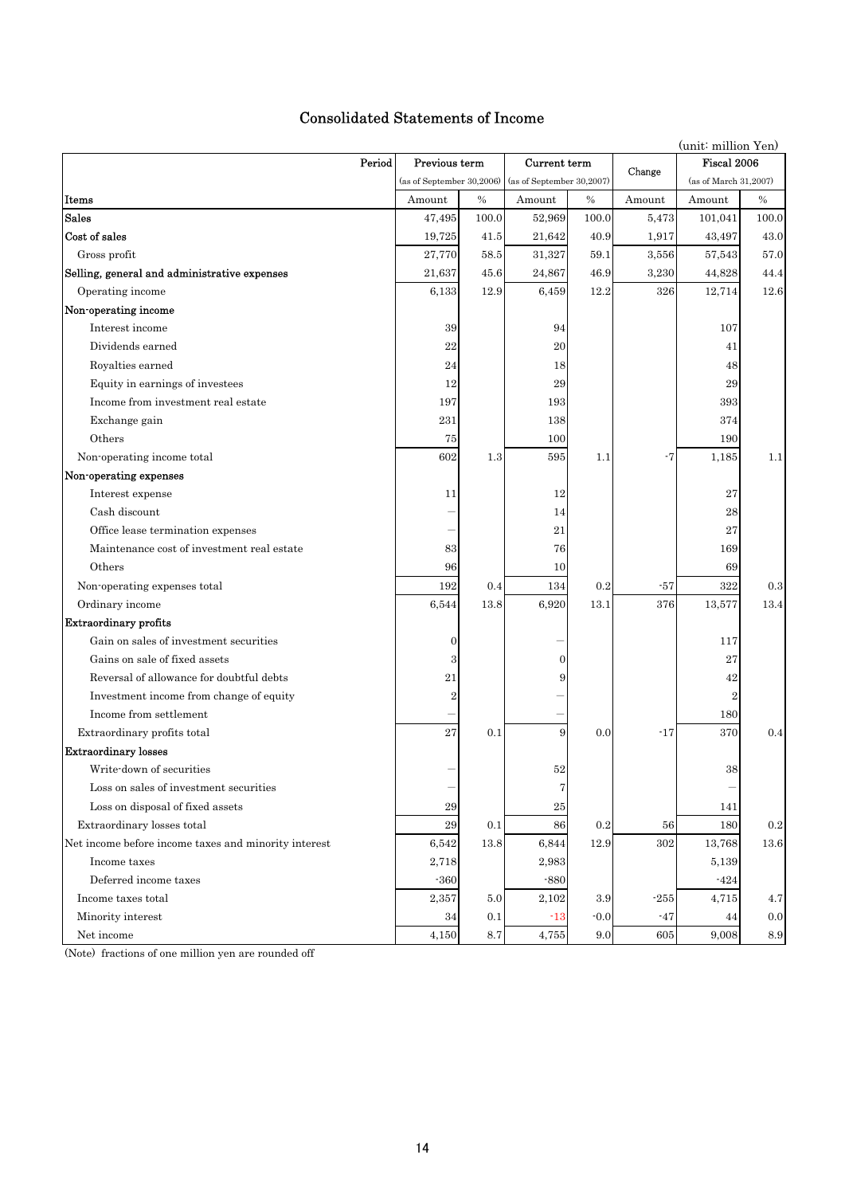# Consolidated Statements of Income

(unit: million Yen)

| Period | Previous term | | Current term | | Change | Fiscal 2006 | |
|---|---|---|---|---|---|---|---|
| | (as of September 30,2006) | | (as of September 30,2007) | | | (as of March 31,2007) | |
| Items | Amount | % | Amount | % | Amount | Amount | % |
| **Sales** | 47,495 | 100.0 | 52,969 | 100.0 | 5,473 | 101,041 | 100.0 |
| **Cost of sales** | 19,725 | 41.5 | 21,642 | 40.9 | 1,917 | 43,497 | 43.0 |
| Gross profit | 27,770 | 58.5 | 31,327 | 59.1 | 3,556 | 57,543 | 57.0 |
| **Selling, general and administrative expenses** | 21,637 | 45.6 | 24,867 | 46.9 | 3,230 | 44,828 | 44.4 |
| Operating income | 6,133 | 12.9 | 6,459 | 12.2 | 326 | 12,714 | 12.6 |
| **Non-operating income** | | | | | | | |
| Interest income | 39 | | 94 | | | 107 | |
| Dividends earned | 22 | | 20 | | | 41 | |
| Royalties earned | 24 | | 18 | | | 48 | |
| Equity in earnings of investees | 12 | | 29 | | | 29 | |
| Income from investment real estate | 197 | | 193 | | | 393 | |
| Exchange gain | 231 | | 138 | | | 374 | |
| Others | 75 | | 100 | | | 190 | |
| Non-operating income total | 602 | 1.3 | 595 | 1.1 | -7 | 1,185 | 1.1 |
| **Non-operating expenses** | | | | | | | |
| Interest expense | 11 | | 12 | | | 27 | |
| Cash discount | — | | 14 | | | 28 | |
| Office lease termination expenses | — | | 21 | | | 27 | |
| Maintenance cost of investment real estate | 83 | | 76 | | | 169 | |
| Others | 96 | | 10 | | | 69 | |
| Non-operating expenses total | 192 | 0.4 | 134 | 0.2 | -57 | 322 | 0.3 |
| Ordinary income | 6,544 | 13.8 | 6,920 | 13.1 | 376 | 13,577 | 13.4 |
| **Extraordinary profits** | | | | | | | |
| Gain on sales of investment securities | 0 | | — | | | 117 | |
| Gains on sale of fixed assets | 3 | | 0 | | | 27 | |
| Reversal of allowance for doubtful debts | 21 | | 9 | | | 42 | |
| Investment income from change of equity | 2 | | — | | | 2 | |
| Income from settlement | — | | — | | | 180 | |
| Extraordinary profits total | 27 | 0.1 | 9 | 0.0 | -17 | 370 | 0.4 |
| **Extraordinary losses** | | | | | | | |
| Write-down of securities | — | | 52 | | | 38 | |
| Loss on sales of investment securities | — | | 7 | | | — | |
| Loss on disposal of fixed assets | 29 | | 25 | | | 141 | |
| Extraordinary losses total | 29 | 0.1 | 86 | 0.2 | 56 | 180 | 0.2 |
| Net income before income taxes and minority interest | 6,542 | 13.8 | 6,844 | 12.9 | 302 | 13,768 | 13.6 |
| Income taxes | 2,718 | | 2,983 | | | 5,139 | |
| Deferred income taxes | -360 | | -880 | | | -424 | |
| Income taxes total | 2,357 | 5.0 | 2,102 | 3.9 | -255 | 4,715 | 4.7 |
| Minority interest | 34 | 0.1 | -13 | -0.0 | -47 | 44 | 0.0 |
| Net income | 4,150 | 8.7 | 4,755 | 9.0 | 605 | 9,008 | 8.9 |

(Note) fractions of one million yen are rounded off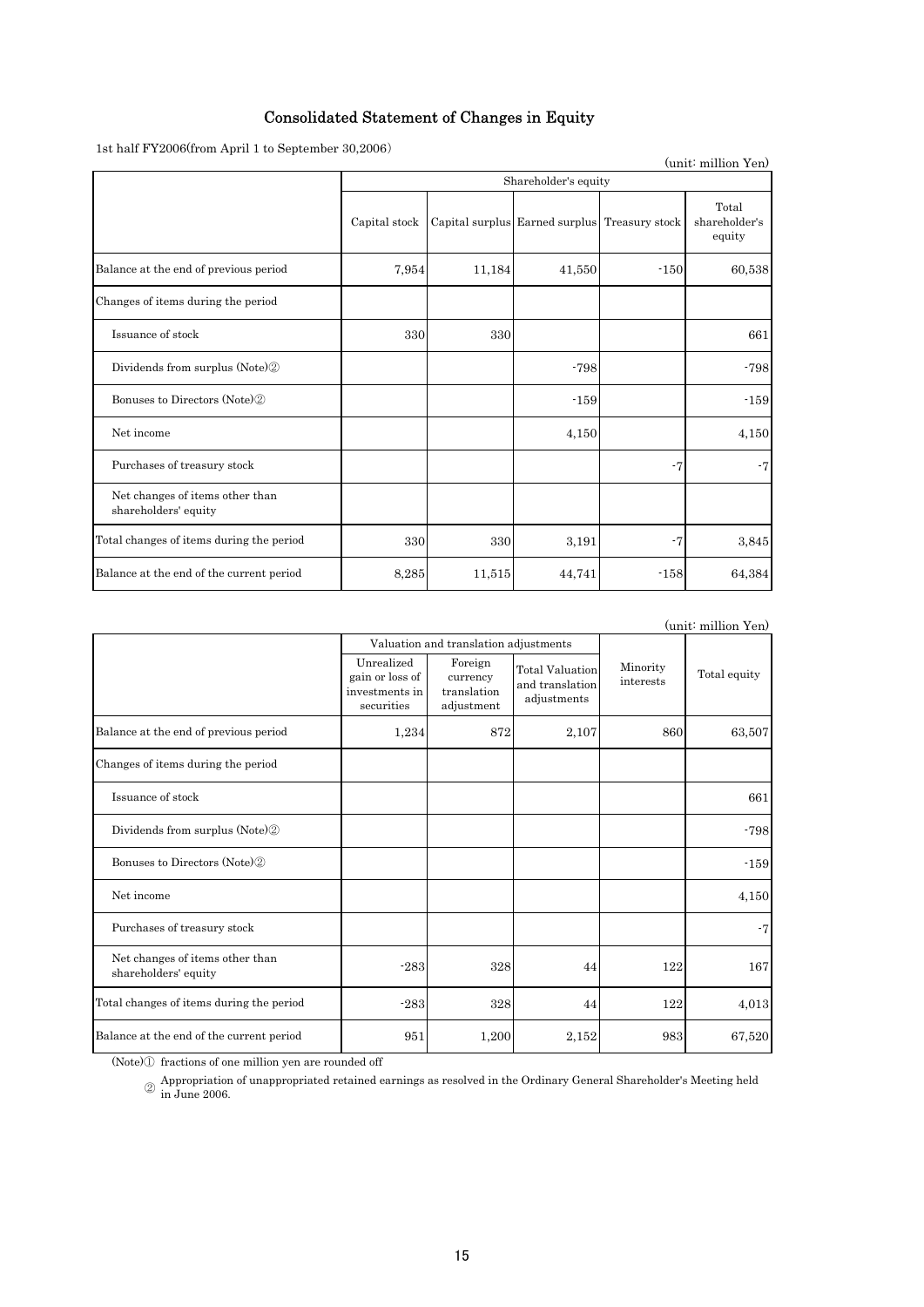# Consolidated Statement of Changes in Equity

1st half FY2006(from April 1 to September 30,2006)

(unit: million Yen)

| | Shareholder's equity | | | | |
|---|---|---|---|---|---|
| | Capital stock | Capital surplus | Earned surplus | Treasury stock | Total shareholder's equity |
| Balance at the end of previous period | 7,954 | 11,184 | 41,550 | -150 | 60,538 |
| Changes of items during the period | | | | | |
| Issuance of stock | 330 | 330 | | | 661 |
| Dividends from surplus (Note)② | | | -798 | | -798 |
| Bonuses to Directors (Note)② | | | -159 | | -159 |
| Net income | | | 4,150 | | 4,150 |
| Purchases of treasury stock | | | | -7 | -7 |
| Net changes of items other than shareholders' equity | | | | | |
| Total changes of items during the period | 330 | 330 | 3,191 | -7 | 3,845 |
| Balance at the end of the current period | 8,285 | 11,515 | 44,741 | -158 | 64,384 |

(unit: million Yen)

| | Valuation and translation adjustments | | | Minority interests | Total equity |
|---|---|---|---|---|---|
| | Unrealized gain or loss of investments in securities | Foreign currency translation adjustment | Total Valuation and translation adjustments | | |
| Balance at the end of previous period | 1,234 | 872 | 2,107 | 860 | 63,507 |
| Changes of items during the period | | | | | |
| Issuance of stock | | | | | 661 |
| Dividends from surplus (Note)② | | | | | -798 |
| Bonuses to Directors (Note)② | | | | | -159 |
| Net income | | | | | 4,150 |
| Purchases of treasury stock | | | | | -7 |
| Net changes of items other than shareholders' equity | -283 | 328 | 44 | 122 | 167 |
| Total changes of items during the period | -283 | 328 | 44 | 122 | 4,013 |
| Balance at the end of the current period | 951 | 1,200 | 2,152 | 983 | 67,520 |

(Note)① fractions of one million yen are rounded off

② Appropriation of unappropriated retained earnings as resolved in the Ordinary General Shareholder's Meeting held in June 2006.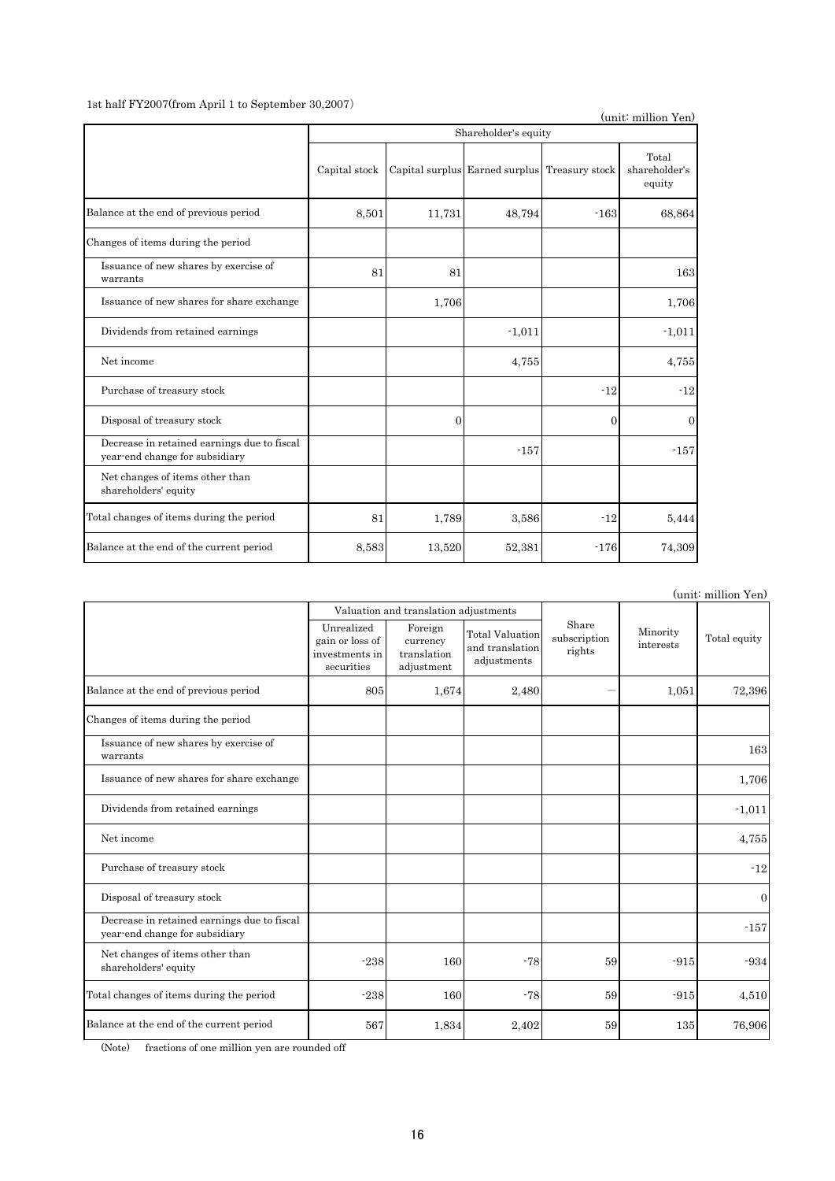1st half FY2007(from April 1 to September 30,2007)

(unit: million Yen)

| | Shareholder's equity | | | | |
|---|---|---|---|---|---|
| | Capital stock | Capital surplus | Earned surplus | Treasury stock | Total shareholder's equity |
| Balance at the end of previous period | 8,501 | 11,731 | 48,794 | -163 | 68,864 |
| Changes of items during the period | | | | | |
| Issuance of new shares by exercise of warrants | 81 | 81 | | | 163 |
| Issuance of new shares for share exchange | | 1,706 | | | 1,706 |
| Dividends from retained earnings | | | -1,011 | | -1,011 |
| Net income | | | 4,755 | | 4,755 |
| Purchase of treasury stock | | | | -12 | -12 |
| Disposal of treasury stock | | 0 | | 0 | 0 |
| Decrease in retained earnings due to fiscal year-end change for subsidiary | | | -157 | | -157 |
| Net changes of items other than shareholders' equity | | | | | |
| Total changes of items during the period | 81 | 1,789 | 3,586 | -12 | 5,444 |
| Balance at the end of the current period | 8,583 | 13,520 | 52,381 | -176 | 74,309 |

(unit: million Yen)

| | Valuation and translation adjustments | | | Share subscription rights | Minority interests | Total equity |
|---|---|---|---|---|---|---|
| | Unrealized gain or loss of investments in securities | Foreign currency translation adjustment | Total Valuation and translation adjustments | | | |
| Balance at the end of previous period | 805 | 1,674 | 2,480 | ― | 1,051 | 72,396 |
| Changes of items during the period | | | | | | |
| Issuance of new shares by exercise of warrants | | | | | | 163 |
| Issuance of new shares for share exchange | | | | | | 1,706 |
| Dividends from retained earnings | | | | | | -1,011 |
| Net income | | | | | | 4,755 |
| Purchase of treasury stock | | | | | | -12 |
| Disposal of treasury stock | | | | | | 0 |
| Decrease in retained earnings due to fiscal year-end change for subsidiary | | | | | | -157 |
| Net changes of items other than shareholders' equity | -238 | 160 | -78 | 59 | -915 | -934 |
| Total changes of items during the period | -238 | 160 | -78 | 59 | -915 | 4,510 |
| Balance at the end of the current period | 567 | 1,834 | 2,402 | 59 | 135 | 76,906 |

(Note) fractions of one million yen are rounded off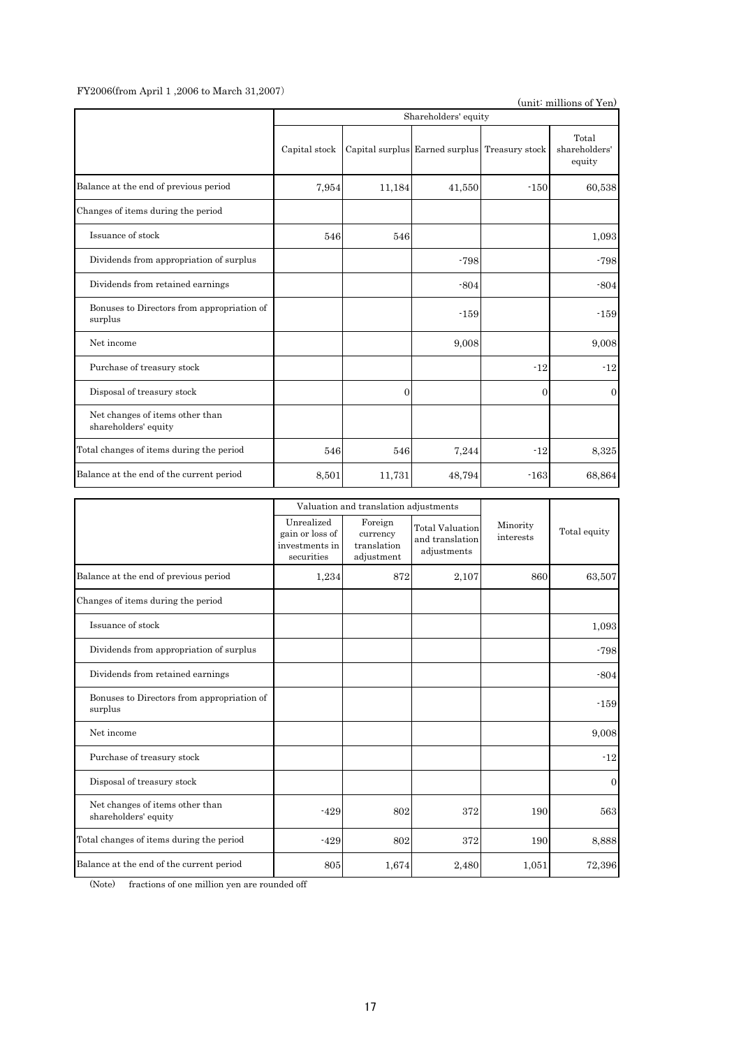FY2006(from April 1 ,2006 to March 31,2007)

(unit: millions of Yen)

| | Shareholders' equity | | | | |
|---|---|---|---|---|---|
| | Capital stock | Capital surplus | Earned surplus | Treasury stock | Total shareholders' equity |
| Balance at the end of previous period | 7,954 | 11,184 | 41,550 | -150 | 60,538 |
| Changes of items during the period | | | | | |
| Issuance of stock | 546 | 546 | | | 1,093 |
| Dividends from appropriation of surplus | | | -798 | | -798 |
| Dividends from retained earnings | | | -804 | | -804 |
| Bonuses to Directors from appropriation of surplus | | | -159 | | -159 |
| Net income | | | 9,008 | | 9,008 |
| Purchase of treasury stock | | | | -12 | -12 |
| Disposal of treasury stock | | 0 | | 0 | 0 |
| Net changes of items other than shareholders' equity | | | | | |
| Total changes of items during the period | 546 | 546 | 7,244 | -12 | 8,325 |
| Balance at the end of the current period | 8,501 | 11,731 | 48,794 | -163 | 68,864 |

| | Valuation and translation adjustments | | | Minority interests | Total equity |
|---|---|---|---|---|---|
| | Unrealized gain or loss of investments in securities | Foreign currency translation adjustment | Total Valuation and translation adjustments | | |
| Balance at the end of previous period | 1,234 | 872 | 2,107 | 860 | 63,507 |
| Changes of items during the period | | | | | |
| Issuance of stock | | | | | 1,093 |
| Dividends from appropriation of surplus | | | | | -798 |
| Dividends from retained earnings | | | | | -804 |
| Bonuses to Directors from appropriation of surplus | | | | | -159 |
| Net income | | | | | 9,008 |
| Purchase of treasury stock | | | | | -12 |
| Disposal of treasury stock | | | | | 0 |
| Net changes of items other than shareholders' equity | -429 | 802 | 372 | 190 | 563 |
| Total changes of items during the period | -429 | 802 | 372 | 190 | 8,888 |
| Balance at the end of the current period | 805 | 1,674 | 2,480 | 1,051 | 72,396 |

(Note) fractions of one million yen are rounded off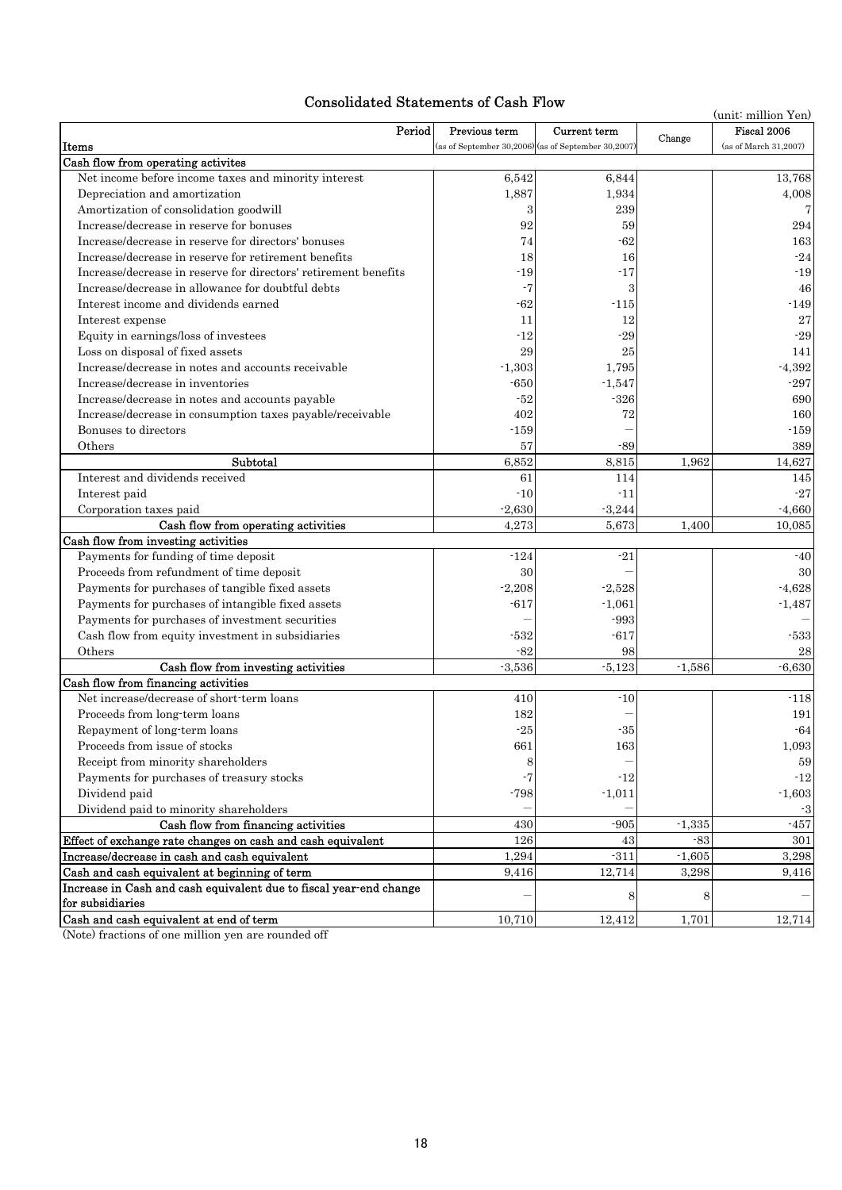# Consolidated Statements of Cash Flow

(unit: million Yen)

| Items / Period | Previous term (as of September 30,2006) | Current term (as of September 30,2007) | Change | Fiscal 2006 (as of March 31,2007) |
|---|---|---|---|---|
| **Cash flow from operating activites** | | | | |
| Net income before income taxes and minority interest | 6,542 | 6,844 | | 13,768 |
| Depreciation and amortization | 1,887 | 1,934 | | 4,008 |
| Amortization of consolidation goodwill | 3 | 239 | | 7 |
| Increase/decrease in reserve for bonuses | 92 | 59 | | 294 |
| Increase/decrease in reserve for directors' bonuses | 74 | -62 | | 163 |
| Increase/decrease in reserve for retirement benefits | 18 | 16 | | -24 |
| Increase/decrease in reserve for directors' retirement benefits | -19 | -17 | | -19 |
| Increase/decrease in allowance for doubtful debts | -7 | 3 | | 46 |
| Interest income and dividends earned | -62 | -115 | | -149 |
| Interest expense | 11 | 12 | | 27 |
| Equity in earnings/loss of investees | -12 | -29 | | -29 |
| Loss on disposal of fixed assets | 29 | 25 | | 141 |
| Increase/decrease in notes and accounts receivable | -1,303 | 1,795 | | -4,392 |
| Increase/decrease in inventories | -650 | -1,547 | | -297 |
| Increase/decrease in notes and accounts payable | -52 | -326 | | 690 |
| Increase/decrease in consumption taxes payable/receivable | 402 | 72 | | 160 |
| Bonuses to directors | -159 | — | | -159 |
| Others | 57 | -89 | | 389 |
| Subtotal | 6,852 | 8,815 | 1,962 | 14,627 |
| Interest and dividends received | 61 | 114 | | 145 |
| Interest paid | -10 | -11 | | -27 |
| Corporation taxes paid | -2,630 | -3,244 | | -4,660 |
| Cash flow from operating activities | 4,273 | 5,673 | 1,400 | 10,085 |
| **Cash flow from investing activities** | | | | |
| Payments for funding of time deposit | -124 | -21 | | -40 |
| Proceeds from refundment of time deposit | 30 | — | | 30 |
| Payments for purchases of tangible fixed assets | -2,208 | -2,528 | | -4,628 |
| Payments for purchases of intangible fixed assets | -617 | -1,061 | | -1,487 |
| Payments for purchases of investment securities | — | -993 | | — |
| Cash flow from equity investment in subsidiaries | -532 | -617 | | -533 |
| Others | -82 | 98 | | 28 |
| Cash flow from investing activities | -3,536 | -5,123 | -1,586 | -6,630 |
| **Cash flow from financing activities** | | | | |
| Net increase/decrease of short-term loans | 410 | -10 | | -118 |
| Proceeds from long-term loans | 182 | — | | 191 |
| Repayment of long-term loans | -25 | -35 | | -64 |
| Proceeds from issue of stocks | 661 | 163 | | 1,093 |
| Receipt from minority shareholders | 8 | — | | 59 |
| Payments for purchases of treasury stocks | -7 | -12 | | -12 |
| Dividend paid | -798 | -1,011 | | -1,603 |
| Dividend paid to minority shareholders | — | — | | -3 |
| Cash flow from financing activities | 430 | -905 | -1,335 | -457 |
| Effect of exchange rate changes on cash and cash equivalent | 126 | 43 | -83 | 301 |
| Increase/decrease in cash and cash equivalent | 1,294 | -311 | -1,605 | 3,298 |
| Cash and cash equivalent at beginning of term | 9,416 | 12,714 | 3,298 | 9,416 |
| Increase in Cash and cash equivalent due to fiscal year-end change for subsidiaries | — | 8 | 8 | — |
| Cash and cash equivalent at end of term | 10,710 | 12,412 | 1,701 | 12,714 |

(Note) fractions of one million yen are rounded off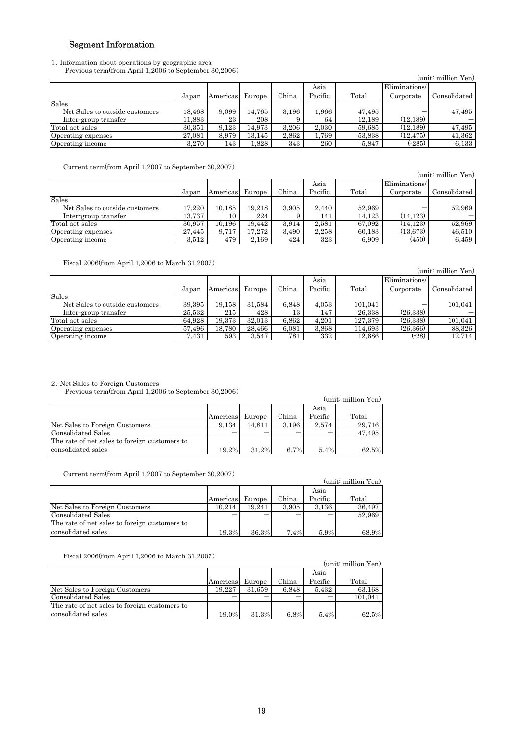# Segment Information

1. Information about operations by geographic area

Previous term(from April 1,2006 to September 30,2006)

(unit: million Yen)

| | Japan | Americas | Europe | China | Asia Pacific | Total | Eliminations/ Corporate | Consolidated |
|---|---|---|---|---|---|---|---|---|
| Sales | | | | | | | | |
| Net Sales to outside customers | 18,468 | 9,099 | 14,765 | 3,196 | 1,966 | 47,495 | — | 47,495 |
| Inter-group transfer | 11,883 | 23 | 208 | 9 | 64 | 12,189 | (12,189) | — |
| Total net sales | 30,351 | 9,123 | 14,973 | 3,206 | 2,030 | 59,685 | (12,189) | 47,495 |
| Operating expenses | 27,081 | 8,979 | 13,145 | 2,862 | 1,769 | 53,838 | (12,475) | 41,362 |
| Operating income | 3,270 | 143 | 1,828 | 343 | 260 | 5,847 | (-285) | 6,133 |

Current term(from April 1,2007 to September 30,2007)

(unit: million Yen)

| | Japan | Americas | Europe | China | Asia Pacific | Total | Eliminations/ Corporate | Consolidated |
|---|---|---|---|---|---|---|---|---|
| Sales | | | | | | | | |
| Net Sales to outside customers | 17,220 | 10,185 | 19,218 | 3,905 | 2,440 | 52,969 | — | 52,969 |
| Inter-group transfer | 13,737 | 10 | 224 | 9 | 141 | 14,123 | (14,123) | — |
| Total net sales | 30,957 | 10,196 | 19,442 | 3,914 | 2,581 | 67,092 | (14,123) | 52,969 |
| Operating expenses | 27,445 | 9,717 | 17,272 | 3,490 | 2,258 | 60,183 | (13,673) | 46,510 |
| Operating income | 3,512 | 479 | 2,169 | 424 | 323 | 6,909 | (450) | 6,459 |

Fiscal 2006(from April 1,2006 to March 31,2007)

(unit: million Yen)

| | Japan | Americas | Europe | China | Asia Pacific | Total | Eliminations/ Corporate | Consolidated |
|---|---|---|---|---|---|---|---|---|
| Sales | | | | | | | | |
| Net Sales to outside customers | 39,395 | 19,158 | 31,584 | 6,848 | 4,053 | 101,041 | — | 101,041 |
| Inter-group transfer | 25,532 | 215 | 428 | 13 | 147 | 26,338 | (26,338) | — |
| Total net sales | 64,928 | 19,373 | 32,013 | 6,862 | 4,201 | 127,379 | (26,338) | 101,041 |
| Operating expenses | 57,496 | 18,780 | 28,466 | 6,081 | 3,868 | 114,693 | (26,366) | 88,326 |
| Operating income | 7,431 | 593 | 3,547 | 781 | 332 | 12,686 | (-28) | 12,714 |

2. Net Sales to Foreign Customers

Previous term(from April 1,2006 to September 30,2006)

(unit: million Yen)

| | Americas | Europe | China | Asia Pacific | Total |
|---|---|---|---|---|---|
| Net Sales to Foreign Customers | 9,134 | 14,811 | 3,196 | 2,574 | 29,716 |
| Consolidated Sales | — | — | — | — | 47,495 |
| The rate of net sales to foreign customers to consolidated sales | 19.2% | 31.2% | 6.7% | 5.4% | 62.5% |

Current term(from April 1,2007 to September 30,2007)

(unit: million Yen)

| | Americas | Europe | China | Asia Pacific | Total |
|---|---|---|---|---|---|
| Net Sales to Foreign Customers | 10,214 | 19,241 | 3,905 | 3,136 | 36,497 |
| Consolidated Sales | — | — | — | — | 52,969 |
| The rate of net sales to foreign customers to consolidated sales | 19.3% | 36.3% | 7.4% | 5.9% | 68.9% |

Fiscal 2006(from April 1,2006 to March 31,2007)

(unit: million Yen)

| | Americas | Europe | China | Asia Pacific | Total |
|---|---|---|---|---|---|
| Net Sales to Foreign Customers | 19,227 | 31,659 | 6,848 | 5,432 | 63,168 |
| Consolidated Sales | — | — | — | — | 101,041 |
| The rate of net sales to foreign customers to consolidated sales | 19.0% | 31.3% | 6.8% | 5.4% | 62.5% |